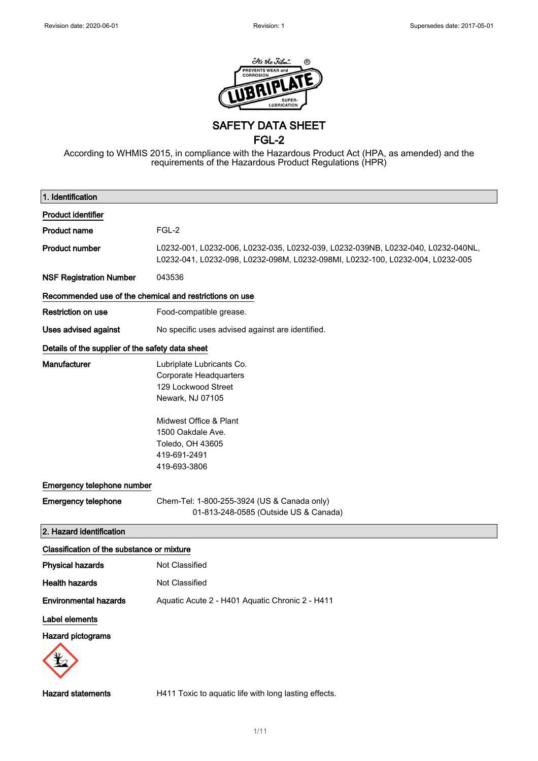# SAFETY DATA SHEET

# FGL-2

According to WHMIS 2015, in compliance with the Hazardous Product Act (HPA, as amended) and the requirements of the Hazardous Product Regulations (HPR)

## 1. Identification

### Product identifier

| | |
|---|---|
| **Product name** | FGL-2 |
| **Product number** | L0232-001, L0232-006, L0232-035, L0232-039, L0232-039NB, L0232-040, L0232-040NL, L0232-041, L0232-098, L0232-098M, L0232-098MI, L0232-100, L0232-004, L0232-005 |
| **NSF Registration Number** | 043536 |

### Recommended use of the chemical and restrictions on use

| | |
|---|---|
| **Restriction on use** | Food-compatible grease. |
| **Uses advised against** | No specific uses advised against are identified. |

### Details of the supplier of the safety data sheet

**Manufacturer**

Lubriplate Lubricants Co.
Corporate Headquarters
129 Lockwood Street
Newark, NJ 07105

Midwest Office & Plant
1500 Oakdale Ave.
Toledo, OH 43605
419-691-2491
419-693-3806

### Emergency telephone number

**Emergency telephone** Chem-Tel: 1-800-255-3924 (US & Canada only)
01-813-248-0585 (Outside US & Canada)

## 2. Hazard identification

### Classification of the substance or mixture

| | |
|---|---|
| **Physical hazards** | Not Classified |
| **Health hazards** | Not Classified |
| **Environmental hazards** | Aquatic Acute 2 - H401 Aquatic Chronic 2 - H411 |

### Label elements

**Hazard pictograms**

**Hazard statements** H411 Toxic to aquatic life with long lasting effects.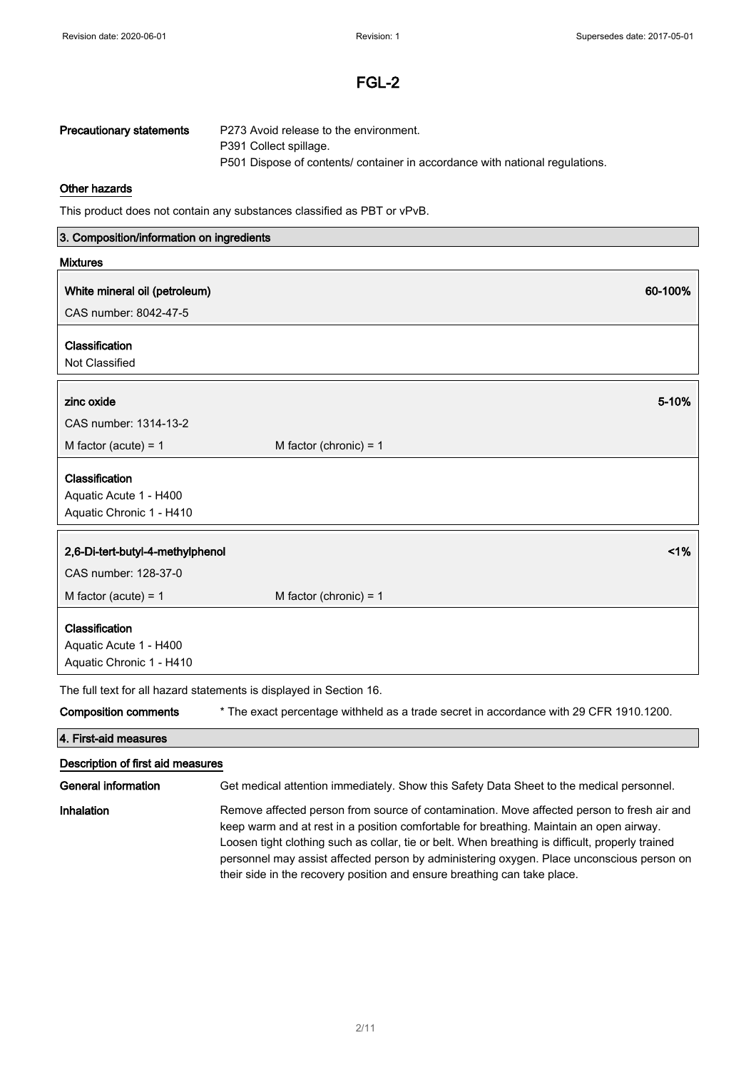# FGL-2

**Precautionary statements** P273 Avoid release to the environment.
P391 Collect spillage.
P501 Dispose of contents/ container in accordance with national regulations.

**Other hazards**

This product does not contain any substances classified as PBT or vPvB.

## 3. Composition/information on ingredients

**Mixtures**

| **White mineral oil (petroleum)** | **60-100%** |
|---|---|
| CAS number: 8042-47-5 | |
| **Classification**<br>Not Classified | |

| **zinc oxide** | | **5-10%** |
|---|---|---|
| CAS number: 1314-13-2 | | |
| M factor (acute) = 1 | M factor (chronic) = 1 | |
| **Classification**<br>Aquatic Acute 1 - H400<br>Aquatic Chronic 1 - H410 | | |

| **2,6-Di-tert-butyl-4-methylphenol** | | **<1%** |
|---|---|---|
| CAS number: 128-37-0 | | |
| M factor (acute) = 1 | M factor (chronic) = 1 | |
| **Classification**<br>Aquatic Acute 1 - H400<br>Aquatic Chronic 1 - H410 | | |

The full text for all hazard statements is displayed in Section 16.

**Composition comments** * The exact percentage withheld as a trade secret in accordance with 29 CFR 1910.1200.

## 4. First-aid measures

**Description of first aid measures**

**General information** Get medical attention immediately. Show this Safety Data Sheet to the medical personnel.

**Inhalation** Remove affected person from source of contamination. Move affected person to fresh air and keep warm and at rest in a position comfortable for breathing. Maintain an open airway. Loosen tight clothing such as collar, tie or belt. When breathing is difficult, properly trained personnel may assist affected person by administering oxygen. Place unconscious person on their side in the recovery position and ensure breathing can take place.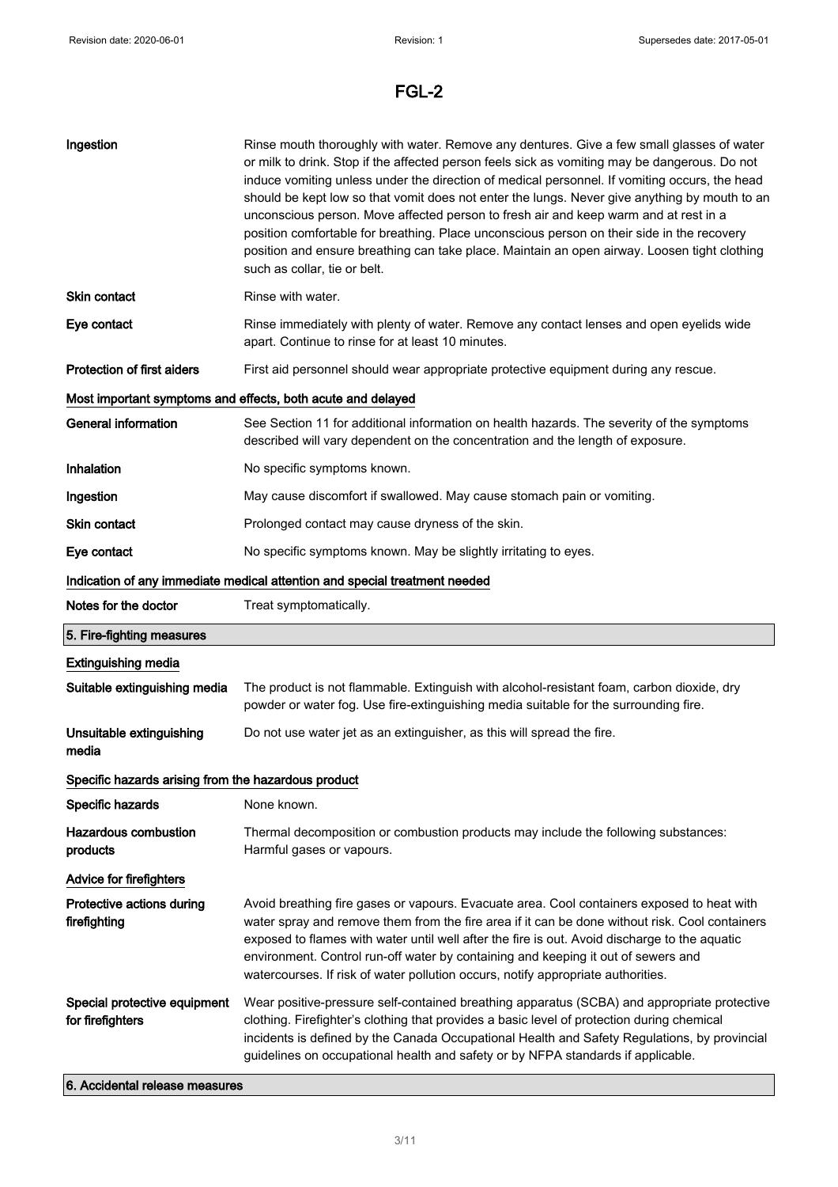# FGL-2

| | |
|---|---|
| **Ingestion** | Rinse mouth thoroughly with water. Remove any dentures. Give a few small glasses of water or milk to drink. Stop if the affected person feels sick as vomiting may be dangerous. Do not induce vomiting unless under the direction of medical personnel. If vomiting occurs, the head should be kept low so that vomit does not enter the lungs. Never give anything by mouth to an unconscious person. Move affected person to fresh air and keep warm and at rest in a position comfortable for breathing. Place unconscious person on their side in the recovery position and ensure breathing can take place. Maintain an open airway. Loosen tight clothing such as collar, tie or belt. |
| **Skin contact** | Rinse with water. |
| **Eye contact** | Rinse immediately with plenty of water. Remove any contact lenses and open eyelids wide apart. Continue to rinse for at least 10 minutes. |
| **Protection of first aiders** | First aid personnel should wear appropriate protective equipment during any rescue. |

### Most important symptoms and effects, both acute and delayed

| | |
|---|---|
| **General information** | See Section 11 for additional information on health hazards. The severity of the symptoms described will vary dependent on the concentration and the length of exposure. |
| **Inhalation** | No specific symptoms known. |
| **Ingestion** | May cause discomfort if swallowed. May cause stomach pain or vomiting. |
| **Skin contact** | Prolonged contact may cause dryness of the skin. |
| **Eye contact** | No specific symptoms known. May be slightly irritating to eyes. |

### Indication of any immediate medical attention and special treatment needed

| | |
|---|---|
| **Notes for the doctor** | Treat symptomatically. |

## 5. Fire-fighting measures

### Extinguishing media

| | |
|---|---|
| **Suitable extinguishing media** | The product is not flammable. Extinguish with alcohol-resistant foam, carbon dioxide, dry powder or water fog. Use fire-extinguishing media suitable for the surrounding fire. |
| **Unsuitable extinguishing media** | Do not use water jet as an extinguisher, as this will spread the fire. |

### Specific hazards arising from the hazardous product

| | |
|---|---|
| **Specific hazards** | None known. |
| **Hazardous combustion products** | Thermal decomposition or combustion products may include the following substances: Harmful gases or vapours. |

### Advice for firefighters

| | |
|---|---|
| **Protective actions during firefighting** | Avoid breathing fire gases or vapours. Evacuate area. Cool containers exposed to heat with water spray and remove them from the fire area if it can be done without risk. Cool containers exposed to flames with water until well after the fire is out. Avoid discharge to the aquatic environment. Control run-off water by containing and keeping it out of sewers and watercourses. If risk of water pollution occurs, notify appropriate authorities. |
| **Special protective equipment for firefighters** | Wear positive-pressure self-contained breathing apparatus (SCBA) and appropriate protective clothing. Firefighter's clothing that provides a basic level of protection during chemical incidents is defined by the Canada Occupational Health and Safety Regulations, by provincial guidelines on occupational health and safety or by NFPA standards if applicable. |

## 6. Accidental release measures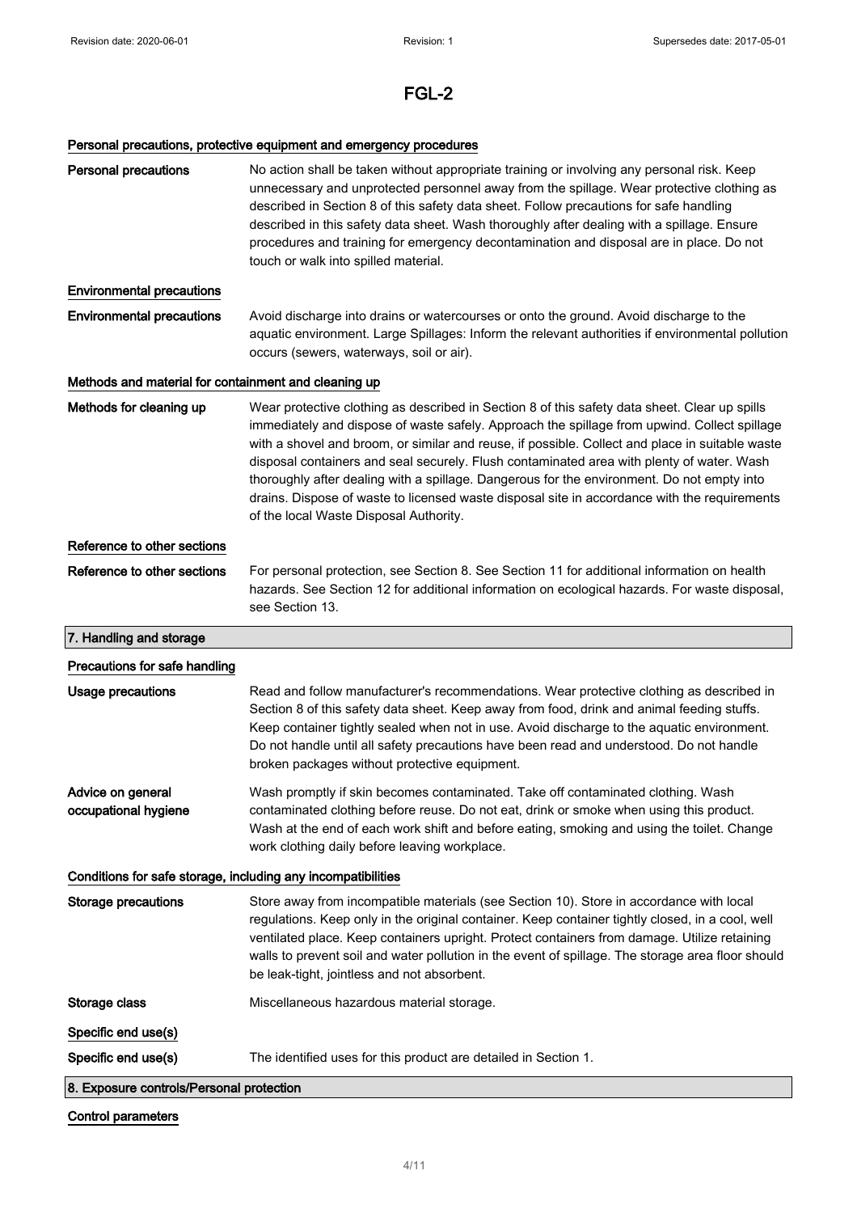# FGL-2

### Personal precautions, protective equipment and emergency procedures

**Personal precautions** No action shall be taken without appropriate training or involving any personal risk. Keep unnecessary and unprotected personnel away from the spillage. Wear protective clothing as described in Section 8 of this safety data sheet. Follow precautions for safe handling described in this safety data sheet. Wash thoroughly after dealing with a spillage. Ensure procedures and training for emergency decontamination and disposal are in place. Do not touch or walk into spilled material.

### Environmental precautions

**Environmental precautions** Avoid discharge into drains or watercourses or onto the ground. Avoid discharge to the aquatic environment. Large Spillages: Inform the relevant authorities if environmental pollution occurs (sewers, waterways, soil or air).

### Methods and material for containment and cleaning up

**Methods for cleaning up** Wear protective clothing as described in Section 8 of this safety data sheet. Clear up spills immediately and dispose of waste safely. Approach the spillage from upwind. Collect spillage with a shovel and broom, or similar and reuse, if possible. Collect and place in suitable waste disposal containers and seal securely. Flush contaminated area with plenty of water. Wash thoroughly after dealing with a spillage. Dangerous for the environment. Do not empty into drains. Dispose of waste to licensed waste disposal site in accordance with the requirements of the local Waste Disposal Authority.

### Reference to other sections

**Reference to other sections** For personal protection, see Section 8. See Section 11 for additional information on health hazards. See Section 12 for additional information on ecological hazards. For waste disposal, see Section 13.

## 7. Handling and storage

### Precautions for safe handling

**Usage precautions** Read and follow manufacturer's recommendations. Wear protective clothing as described in Section 8 of this safety data sheet. Keep away from food, drink and animal feeding stuffs. Keep container tightly sealed when not in use. Avoid discharge to the aquatic environment. Do not handle until all safety precautions have been read and understood. Do not handle broken packages without protective equipment.

**Advice on general occupational hygiene** Wash promptly if skin becomes contaminated. Take off contaminated clothing. Wash contaminated clothing before reuse. Do not eat, drink or smoke when using this product. Wash at the end of each work shift and before eating, smoking and using the toilet. Change work clothing daily before leaving workplace.

### Conditions for safe storage, including any incompatibilities

**Storage precautions** Store away from incompatible materials (see Section 10). Store in accordance with local regulations. Keep only in the original container. Keep container tightly closed, in a cool, well ventilated place. Keep containers upright. Protect containers from damage. Utilize retaining walls to prevent soil and water pollution in the event of spillage. The storage area floor should be leak-tight, jointless and not absorbent.

**Storage class** Miscellaneous hazardous material storage.

### Specific end use(s)

**Specific end use(s)** The identified uses for this product are detailed in Section 1.

## 8. Exposure controls/Personal protection

### Control parameters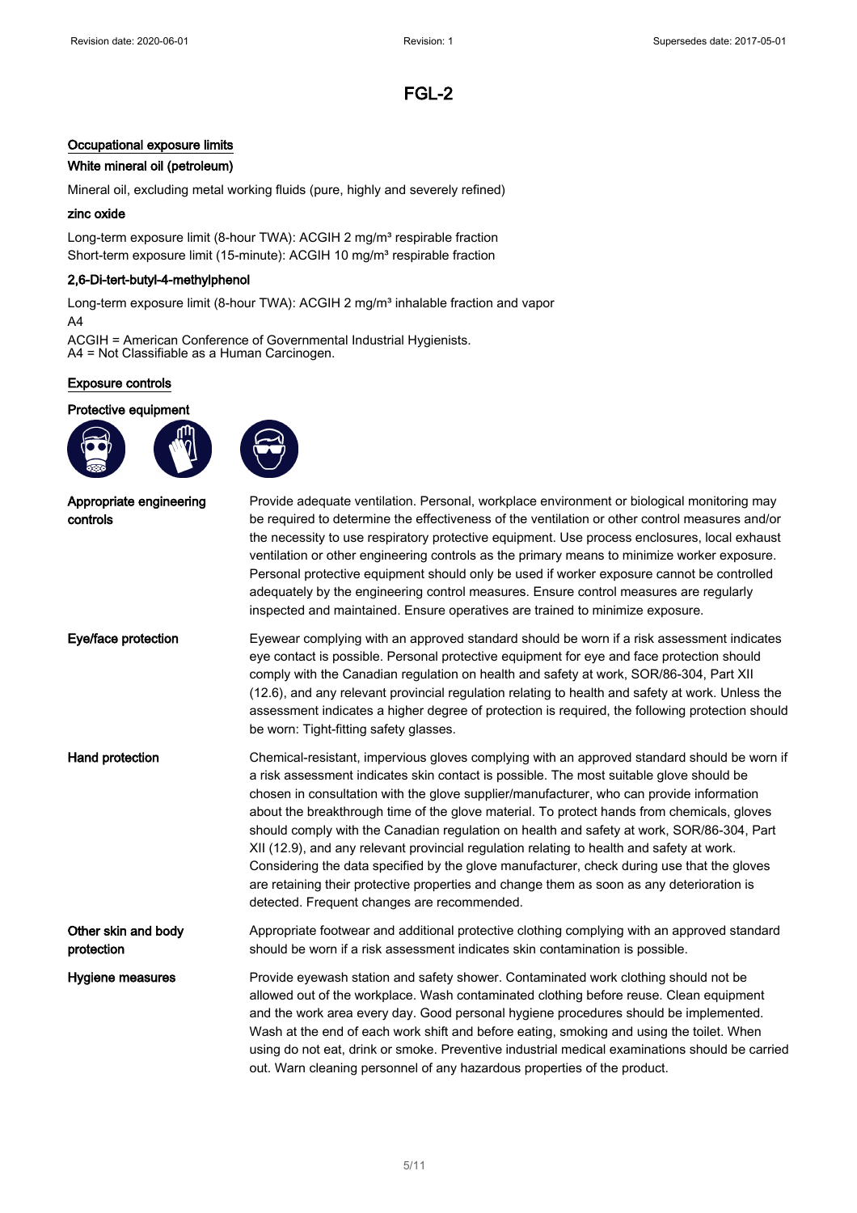# FGL-2

## Occupational exposure limits

### White mineral oil (petroleum)

Mineral oil, excluding metal working fluids (pure, highly and severely refined)

### zinc oxide

Long-term exposure limit (8-hour TWA): ACGIH 2 mg/m³ respirable fraction
Short-term exposure limit (15-minute): ACGIH 10 mg/m³ respirable fraction

### 2,6-Di-tert-butyl-4-methylphenol

Long-term exposure limit (8-hour TWA): ACGIH 2 mg/m³ inhalable fraction and vapor
A4

ACGIH = American Conference of Governmental Industrial Hygienists.
A4 = Not Classifiable as a Human Carcinogen.

## Exposure controls

### Protective equipment

**Appropriate engineering controls**
Provide adequate ventilation. Personal, workplace environment or biological monitoring may be required to determine the effectiveness of the ventilation or other control measures and/or the necessity to use respiratory protective equipment. Use process enclosures, local exhaust ventilation or other engineering controls as the primary means to minimize worker exposure. Personal protective equipment should only be used if worker exposure cannot be controlled adequately by the engineering control measures. Ensure control measures are regularly inspected and maintained. Ensure operatives are trained to minimize exposure.

**Eye/face protection**
Eyewear complying with an approved standard should be worn if a risk assessment indicates eye contact is possible. Personal protective equipment for eye and face protection should comply with the Canadian regulation on health and safety at work, SOR/86-304, Part XII (12.6), and any relevant provincial regulation relating to health and safety at work. Unless the assessment indicates a higher degree of protection is required, the following protection should be worn: Tight-fitting safety glasses.

**Hand protection**
Chemical-resistant, impervious gloves complying with an approved standard should be worn if a risk assessment indicates skin contact is possible. The most suitable glove should be chosen in consultation with the glove supplier/manufacturer, who can provide information about the breakthrough time of the glove material. To protect hands from chemicals, gloves should comply with the Canadian regulation on health and safety at work, SOR/86-304, Part XII (12.9), and any relevant provincial regulation relating to health and safety at work. Considering the data specified by the glove manufacturer, check during use that the gloves are retaining their protective properties and change them as soon as any deterioration is detected. Frequent changes are recommended.

**Other skin and body protection**
Appropriate footwear and additional protective clothing complying with an approved standard should be worn if a risk assessment indicates skin contamination is possible.

**Hygiene measures**
Provide eyewash station and safety shower. Contaminated work clothing should not be allowed out of the workplace. Wash contaminated clothing before reuse. Clean equipment and the work area every day. Good personal hygiene procedures should be implemented. Wash at the end of each work shift and before eating, smoking and using the toilet. When using do not eat, drink or smoke. Preventive industrial medical examinations should be carried out. Warn cleaning personnel of any hazardous properties of the product.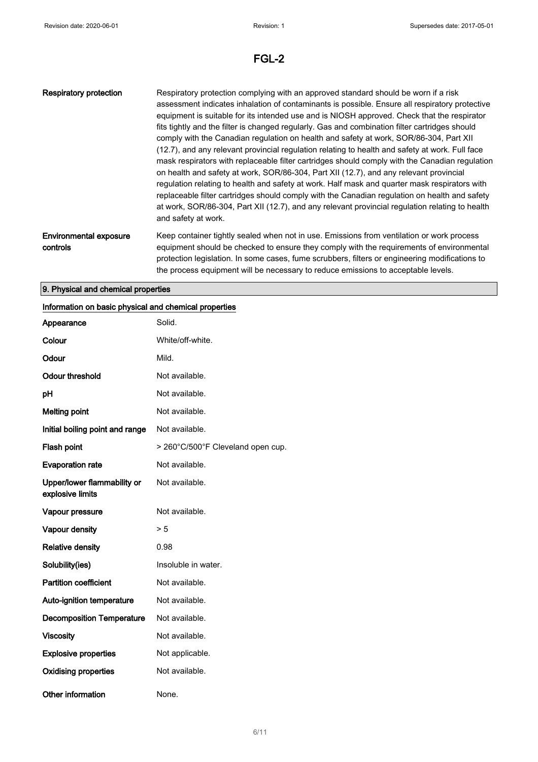| | |
|---|---|
| **Respiratory protection** | Respiratory protection complying with an approved standard should be worn if a risk assessment indicates inhalation of contaminants is possible. Ensure all respiratory protective equipment is suitable for its intended use and is NIOSH approved. Check that the respirator fits tightly and the filter is changed regularly. Gas and combination filter cartridges should comply with the Canadian regulation on health and safety at work, SOR/86-304, Part XII (12.7), and any relevant provincial regulation relating to health and safety at work. Full face mask respirators with replaceable filter cartridges should comply with the Canadian regulation on health and safety at work, SOR/86-304, Part XII (12.7), and any relevant provincial regulation relating to health and safety at work. Half mask and quarter mask respirators with replaceable filter cartridges should comply with the Canadian regulation on health and safety at work, SOR/86-304, Part XII (12.7), and any relevant provincial regulation relating to health and safety at work. |
| **Environmental exposure controls** | Keep container tightly sealed when not in use. Emissions from ventilation or work process equipment should be checked to ensure they comply with the requirements of environmental protection legislation. In some cases, fume scrubbers, filters or engineering modifications to the process equipment will be necessary to reduce emissions to acceptable levels. |

## 9. Physical and chemical properties

### Information on basic physical and chemical properties

| | |
|---|---|
| **Appearance** | Solid. |
| **Colour** | White/off-white. |
| **Odour** | Mild. |
| **Odour threshold** | Not available. |
| **pH** | Not available. |
| **Melting point** | Not available. |
| **Initial boiling point and range** | Not available. |
| **Flash point** | > 260°C/500°F Cleveland open cup. |
| **Evaporation rate** | Not available. |
| **Upper/lower flammability or explosive limits** | Not available. |
| **Vapour pressure** | Not available. |
| **Vapour density** | > 5 |
| **Relative density** | 0.98 |
| **Solubility(ies)** | Insoluble in water. |
| **Partition coefficient** | Not available. |
| **Auto-ignition temperature** | Not available. |
| **Decomposition Temperature** | Not available. |
| **Viscosity** | Not available. |
| **Explosive properties** | Not applicable. |
| **Oxidising properties** | Not available. |
| **Other information** | None. |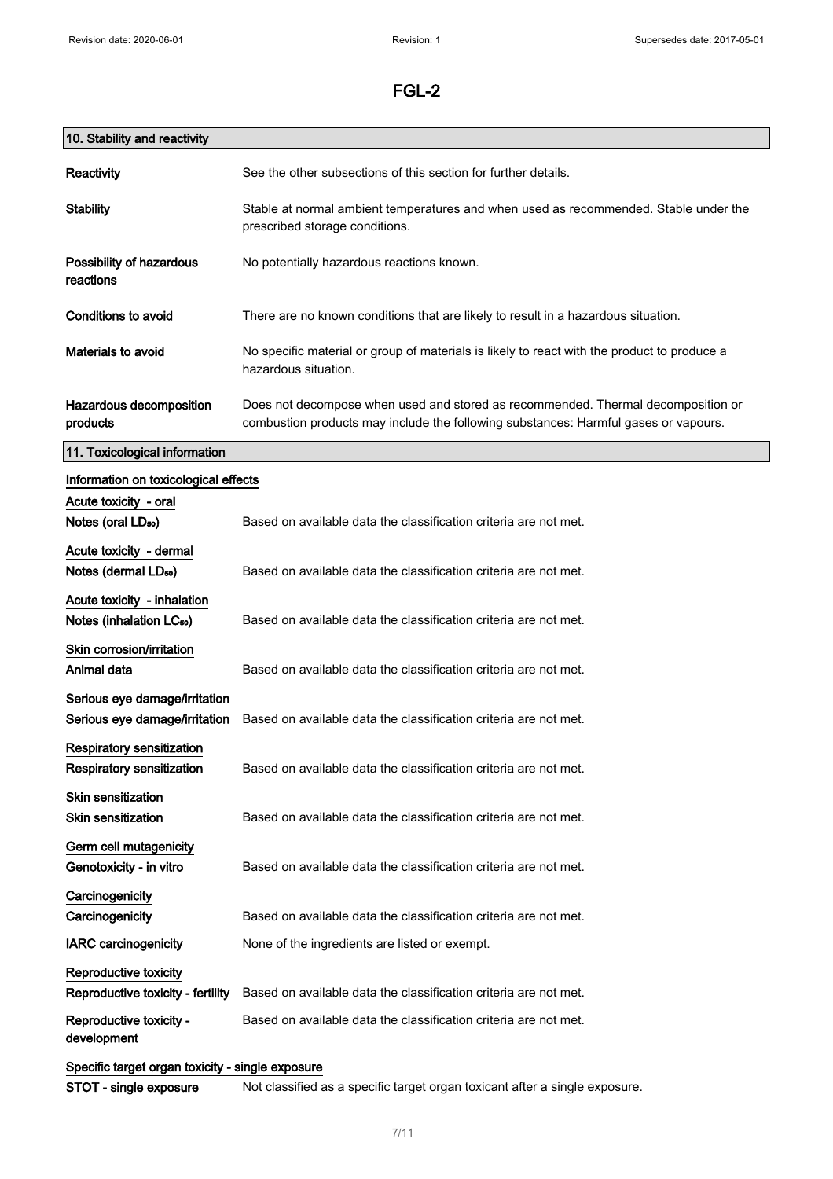# FGL-2

## 10. Stability and reactivity

| | |
|---|---|
| **Reactivity** | See the other subsections of this section for further details. |
| **Stability** | Stable at normal ambient temperatures and when used as recommended. Stable under the prescribed storage conditions. |
| **Possibility of hazardous reactions** | No potentially hazardous reactions known. |
| **Conditions to avoid** | There are no known conditions that are likely to result in a hazardous situation. |
| **Materials to avoid** | No specific material or group of materials is likely to react with the product to produce a hazardous situation. |
| **Hazardous decomposition products** | Does not decompose when used and stored as recommended. Thermal decomposition or combustion products may include the following substances: Harmful gases or vapours. |

## 11. Toxicological information

### Information on toxicological effects

**Acute toxicity - oral**

| | |
|---|---|
| **Notes (oral $LD_{50}$)** | Based on available data the classification criteria are not met. |

**Acute toxicity - dermal**

| | |
|---|---|
| **Notes (dermal $LD_{50}$)** | Based on available data the classification criteria are not met. |

**Acute toxicity - inhalation**

| | |
|---|---|
| **Notes (inhalation $LC_{50}$)** | Based on available data the classification criteria are not met. |

**Skin corrosion/irritation**

| | |
|---|---|
| **Animal data** | Based on available data the classification criteria are not met. |

**Serious eye damage/irritation**

| | |
|---|---|
| **Serious eye damage/irritation** | Based on available data the classification criteria are not met. |

**Respiratory sensitization**

| | |
|---|---|
| **Respiratory sensitization** | Based on available data the classification criteria are not met. |

**Skin sensitization**

| | |
|---|---|
| **Skin sensitization** | Based on available data the classification criteria are not met. |

**Germ cell mutagenicity**

| | |
|---|---|
| **Genotoxicity - in vitro** | Based on available data the classification criteria are not met. |

**Carcinogenicity**

| | |
|---|---|
| **Carcinogenicity** | Based on available data the classification criteria are not met. |
| **IARC carcinogenicity** | None of the ingredients are listed or exempt. |

**Reproductive toxicity**

| | |
|---|---|
| **Reproductive toxicity - fertility** | Based on available data the classification criteria are not met. |
| **Reproductive toxicity - development** | Based on available data the classification criteria are not met. |

**Specific target organ toxicity - single exposure**

| | |
|---|---|
| **STOT - single exposure** | Not classified as a specific target organ toxicant after a single exposure. |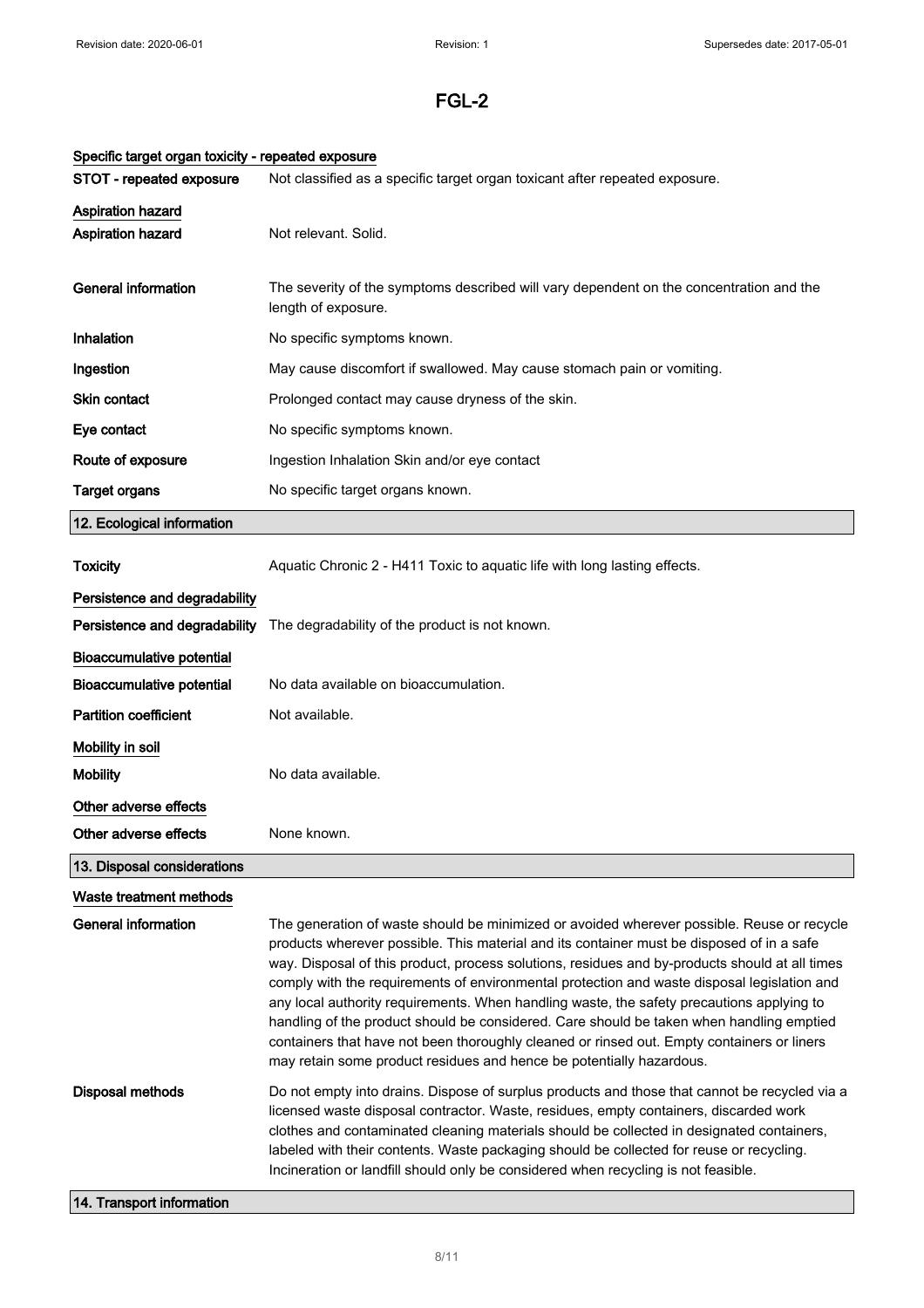#### Specific target organ toxicity - repeated exposure

**STOT - repeated exposure** Not classified as a specific target organ toxicant after repeated exposure.

#### Aspiration hazard

**Aspiration hazard** Not relevant. Solid.

**General information** The severity of the symptoms described will vary dependent on the concentration and the length of exposure.

**Inhalation** No specific symptoms known.

**Ingestion** May cause discomfort if swallowed. May cause stomach pain or vomiting.

**Skin contact** Prolonged contact may cause dryness of the skin.

**Eye contact** No specific symptoms known.

**Route of exposure** Ingestion Inhalation Skin and/or eye contact

**Target organs** No specific target organs known.

## 12. Ecological information

**Toxicity** Aquatic Chronic 2 - H411 Toxic to aquatic life with long lasting effects.

#### Persistence and degradability

**Persistence and degradability** The degradability of the product is not known.

#### Bioaccumulative potential

**Bioaccumulative potential** No data available on bioaccumulation.

**Partition coefficient** Not available.

#### Mobility in soil

**Mobility** No data available.

#### Other adverse effects

**Other adverse effects** None known.

## 13. Disposal considerations

#### Waste treatment methods

**General information** The generation of waste should be minimized or avoided wherever possible. Reuse or recycle products wherever possible. This material and its container must be disposed of in a safe way. Disposal of this product, process solutions, residues and by-products should at all times comply with the requirements of environmental protection and waste disposal legislation and any local authority requirements. When handling waste, the safety precautions applying to handling of the product should be considered. Care should be taken when handling emptied containers that have not been thoroughly cleaned or rinsed out. Empty containers or liners may retain some product residues and hence be potentially hazardous.

**Disposal methods** Do not empty into drains. Dispose of surplus products and those that cannot be recycled via a licensed waste disposal contractor. Waste, residues, empty containers, discarded work clothes and contaminated cleaning materials should be collected in designated containers, labeled with their contents. Waste packaging should be collected for reuse or recycling. Incineration or landfill should only be considered when recycling is not feasible.

## 14. Transport information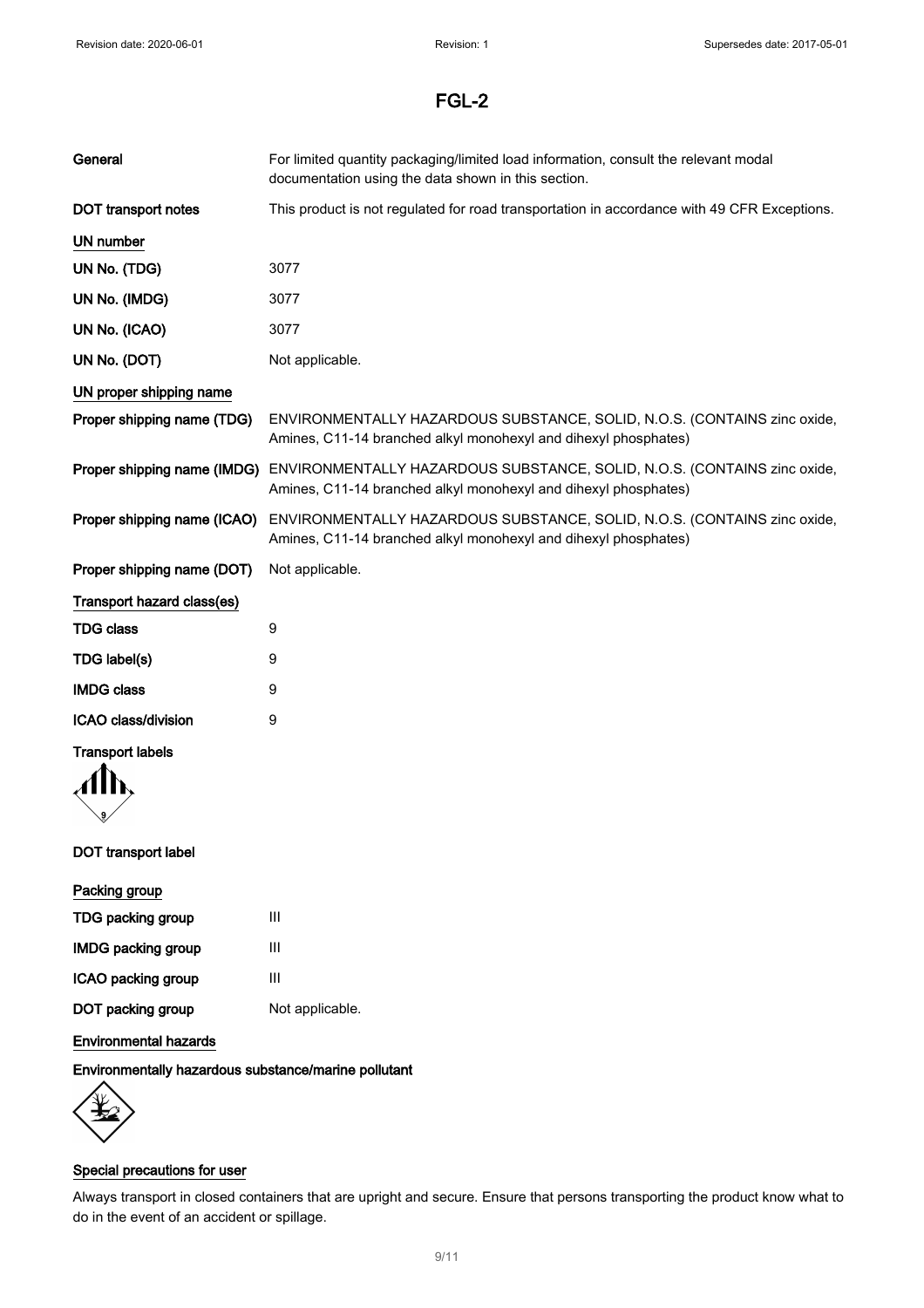# FGL-2

| | |
|---|---|
| **General** | For limited quantity packaging/limited load information, consult the relevant modal documentation using the data shown in this section. |
| **DOT transport notes** | This product is not regulated for road transportation in accordance with 49 CFR Exceptions. |

**UN number**

| | |
|---|---|
| **UN No. (TDG)** | 3077 |
| **UN No. (IMDG)** | 3077 |
| **UN No. (ICAO)** | 3077 |
| **UN No. (DOT)** | Not applicable. |

**UN proper shipping name**

| | |
|---|---|
| **Proper shipping name (TDG)** | ENVIRONMENTALLY HAZARDOUS SUBSTANCE, SOLID, N.O.S. (CONTAINS zinc oxide, Amines, C11-14 branched alkyl monohexyl and dihexyl phosphates) |
| **Proper shipping name (IMDG)** | ENVIRONMENTALLY HAZARDOUS SUBSTANCE, SOLID, N.O.S. (CONTAINS zinc oxide, Amines, C11-14 branched alkyl monohexyl and dihexyl phosphates) |
| **Proper shipping name (ICAO)** | ENVIRONMENTALLY HAZARDOUS SUBSTANCE, SOLID, N.O.S. (CONTAINS zinc oxide, Amines, C11-14 branched alkyl monohexyl and dihexyl phosphates) |
| **Proper shipping name (DOT)** | Not applicable. |

**Transport hazard class(es)**

| | |
|---|---|
| **TDG class** | 9 |
| **TDG label(s)** | 9 |
| **IMDG class** | 9 |
| **ICAO class/division** | 9 |

**Transport labels**

**DOT transport label**

**Packing group**

| | |
|---|---|
| **TDG packing group** | III |
| **IMDG packing group** | III |
| **ICAO packing group** | III |
| **DOT packing group** | Not applicable. |

**Environmental hazards**

**Environmentally hazardous substance/marine pollutant**

**Special precautions for user**

Always transport in closed containers that are upright and secure. Ensure that persons transporting the product know what to do in the event of an accident or spillage.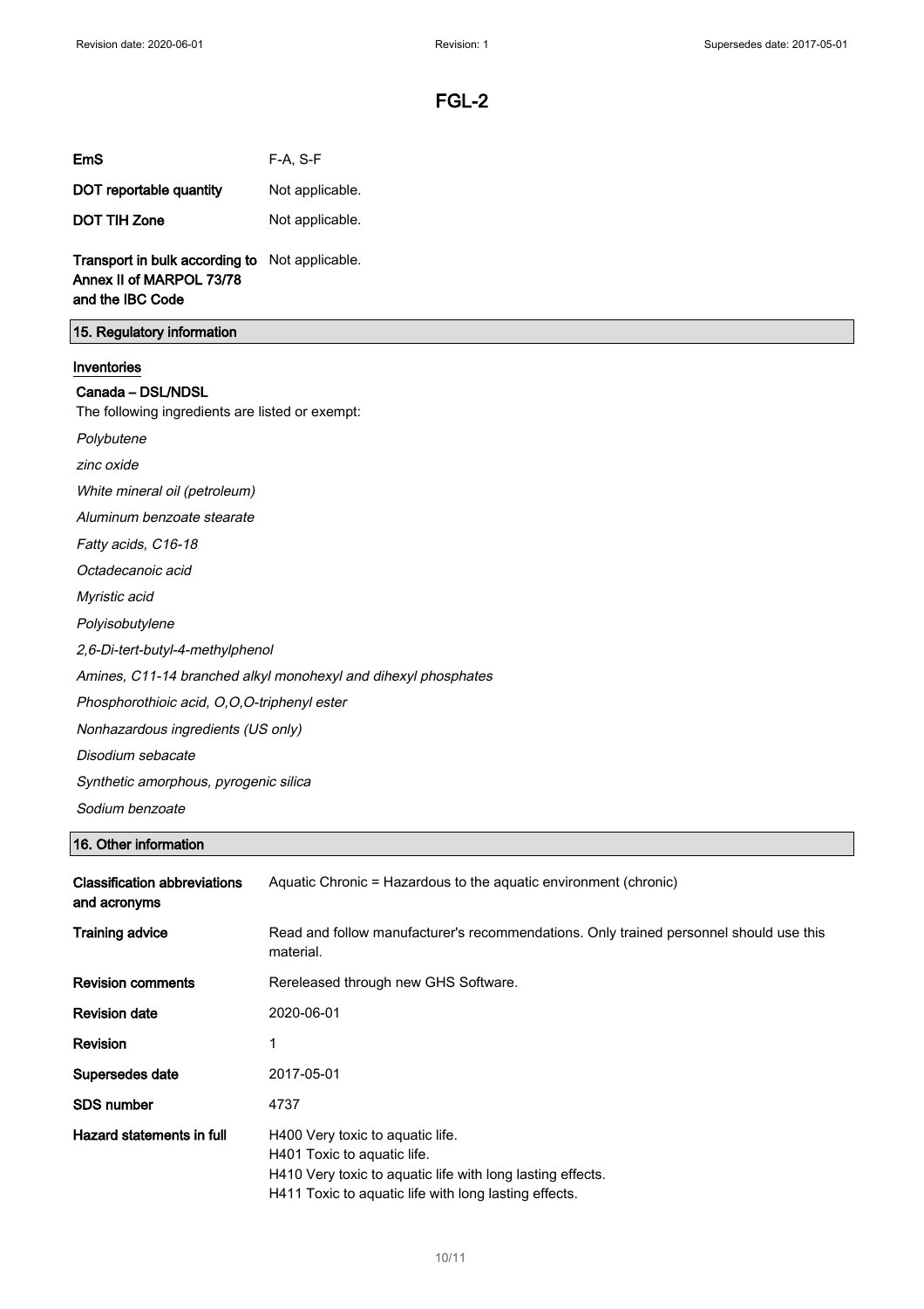# FGL-2

| | |
|---|---|
| **EmS** | F-A, S-F |
| **DOT reportable quantity** | Not applicable. |
| **DOT TIH Zone** | Not applicable. |
| **Transport in bulk according to Annex II of MARPOL 73/78 and the IBC Code** | Not applicable. |

## 15. Regulatory information

### Inventories

**Canada – DSL/NDSL**

The following ingredients are listed or exempt:

*Polybutene*

*zinc oxide*

*White mineral oil (petroleum)*

*Aluminum benzoate stearate*

*Fatty acids, C16-18*

*Octadecanoic acid*

*Myristic acid*

*Polyisobutylene*

*2,6-Di-tert-butyl-4-methylphenol*

*Amines, C11-14 branched alkyl monohexyl and dihexyl phosphates*

*Phosphorothioic acid, O,O,O-triphenyl ester*

*Nonhazardous ingredients (US only)*

*Disodium sebacate*

*Synthetic amorphous, pyrogenic silica*

*Sodium benzoate*

## 16. Other information

| | |
|---|---|
| **Classification abbreviations and acronyms** | Aquatic Chronic = Hazardous to the aquatic environment (chronic) |
| **Training advice** | Read and follow manufacturer's recommendations. Only trained personnel should use this material. |
| **Revision comments** | Rereleased through new GHS Software. |
| **Revision date** | 2020-06-01 |
| **Revision** | 1 |
| **Supersedes date** | 2017-05-01 |
| **SDS number** | 4737 |
| **Hazard statements in full** | H400 Very toxic to aquatic life.<br>H401 Toxic to aquatic life.<br>H410 Very toxic to aquatic life with long lasting effects.<br>H411 Toxic to aquatic life with long lasting effects. |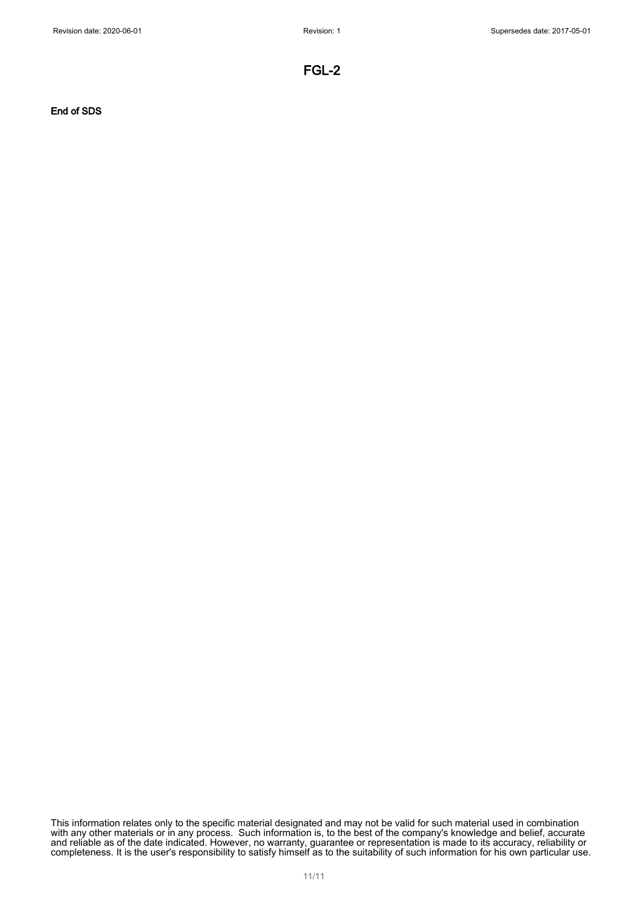**End of SDS**

This information relates only to the specific material designated and may not be valid for such material used in combination with any other materials or in any process. Such information is, to the best of the company's knowledge and belief, accurate and reliable as of the date indicated. However, no warranty, guarantee or representation is made to its accuracy, reliability or completeness. It is the user's responsibility to satisfy himself as to the suitability of such information for his own particular use.